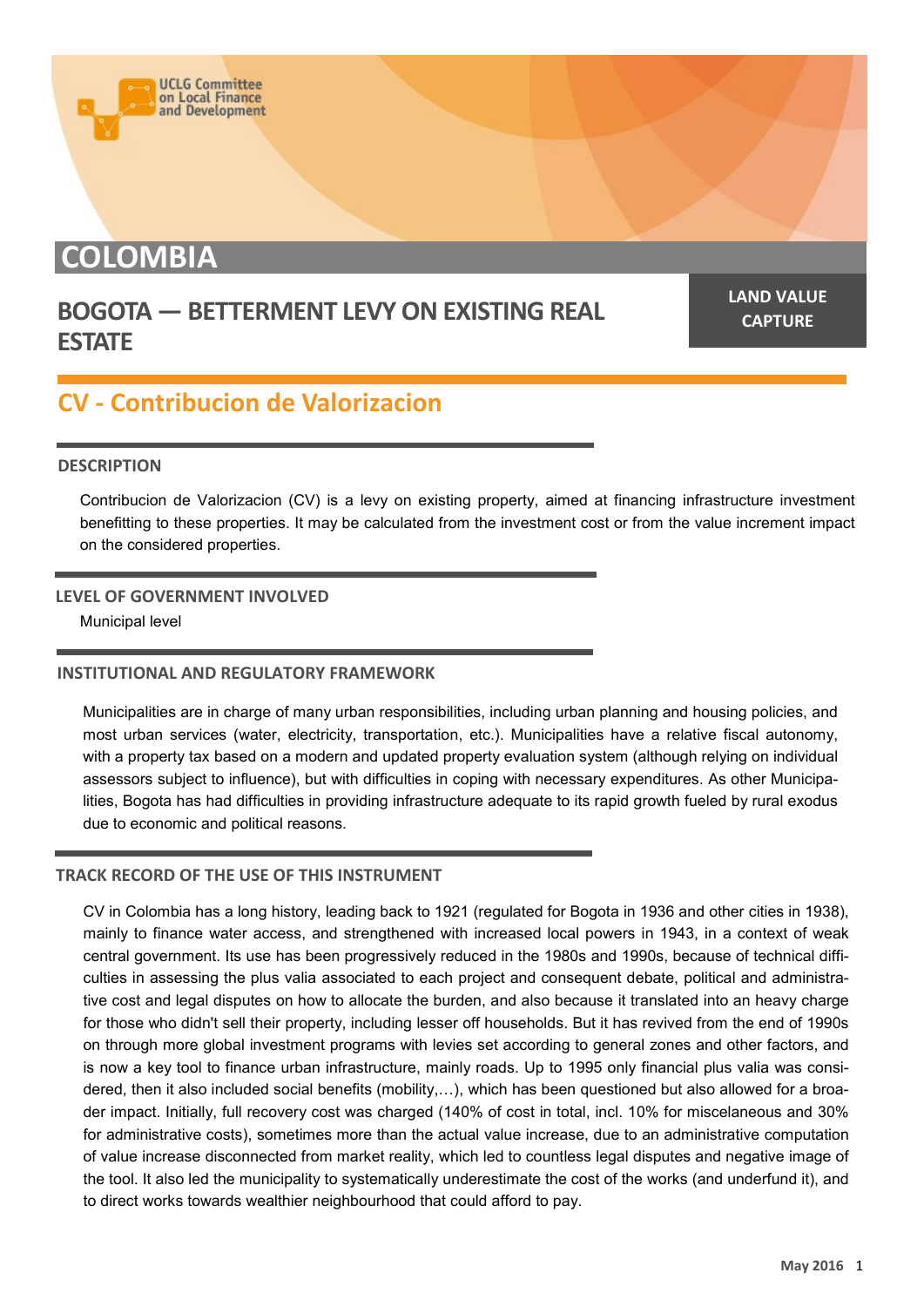UCLG Committee on Local Finance and Development

# COLOMBIA

## BOGOTA — BETTERMENT LEVY ON EXISTING REAL ESTATE

**LAND VALUE CAPTURE**

## CV - Contribucion de Valorizacion

### DESCRIPTION

Contribucion de Valorizacion (CV) is a levy on existing property, aimed at financing infrastructure investment benefitting to these properties. It may be calculated from the investment cost or from the value increment impact on the considered properties.

### LEVEL OF GOVERNMENT INVOLVED

Municipal level

### INSTITUTIONAL AND REGULATORY FRAMEWORK

Municipalities are in charge of many urban responsibilities, including urban planning and housing policies, and most urban services (water, electricity, transportation, etc.). Municipalities have a relative fiscal autonomy, with a property tax based on a modern and updated property evaluation system (although relying on individual assessors subject to influence), but with difficulties in coping with necessary expenditures. As other Municipalities, Bogota has had difficulties in providing infrastructure adequate to its rapid growth fueled by rural exodus due to economic and political reasons.

### TRACK RECORD OF THE USE OF THIS INSTRUMENT

CV in Colombia has a long history, leading back to 1921 (regulated for Bogota in 1936 and other cities in 1938), mainly to finance water access, and strengthened with increased local powers in 1943, in a context of weak central government. Its use has been progressively reduced in the 1980s and 1990s, because of technical difficulties in assessing the plus valia associated to each project and consequent debate, political and administrative cost and legal disputes on how to allocate the burden, and also because it translated into an heavy charge for those who didn't sell their property, including lesser off households. But it has revived from the end of 1990s on through more global investment programs with levies set according to general zones and other factors, and is now a key tool to finance urban infrastructure, mainly roads. Up to 1995 only financial plus valia was considered, then it also included social benefits (mobility,…), which has been questioned but also allowed for a broader impact. Initially, full recovery cost was charged (140% of cost in total, incl. 10% for miscelaneous and 30% for administrative costs), sometimes more than the actual value increase, due to an administrative computation of value increase disconnected from market reality, which led to countless legal disputes and negative image of the tool. It also led the municipality to systematically underestimate the cost of the works (and underfund it), and to direct works towards wealthier neighbourhood that could afford to pay.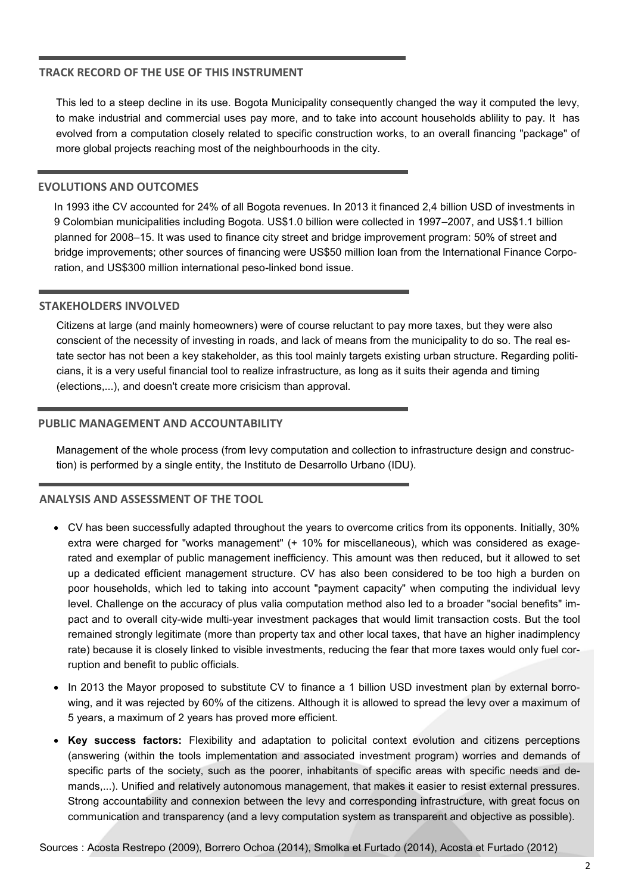## TRACK RECORD OF THE USE OF THIS INSTRUMENT

This led to a steep decline in its use. Bogota Municipality consequently changed the way it computed the levy, to make industrial and commercial uses pay more, and to take into account households ablility to pay. It has evolved from a computation closely related to specific construction works, to an overall financing "package" of more global projects reaching most of the neighbourhoods in the city.

## EVOLUTIONS AND OUTCOMES

In 1993 ithe CV accounted for 24% of all Bogota revenues. In 2013 it financed 2,4 billion USD of investments in 9 Colombian municipalities including Bogota. US$1.0 billion were collected in 1997–2007, and US$1.1 billion planned for 2008–15. It was used to finance city street and bridge improvement program: 50% of street and bridge improvements; other sources of financing were US$50 million loan from the International Finance Corporation, and US$300 million international peso-linked bond issue.

## STAKEHOLDERS INVOLVED

Citizens at large (and mainly homeowners) were of course reluctant to pay more taxes, but they were also conscient of the necessity of investing in roads, and lack of means from the municipality to do so. The real estate sector has not been a key stakeholder, as this tool mainly targets existing urban structure. Regarding politicians, it is a very useful financial tool to realize infrastructure, as long as it suits their agenda and timing (elections,...), and doesn't create more crisicism than approval.

## PUBLIC MANAGEMENT AND ACCOUNTABILITY

Management of the whole process (from levy computation and collection to infrastructure design and construction) is performed by a single entity, the Instituto de Desarrollo Urbano (IDU).

## ANALYSIS AND ASSESSMENT OF THE TOOL

- CV has been successfully adapted throughout the years to overcome critics from its opponents. Initially, 30% extra were charged for "works management" (+ 10% for miscellaneous), which was considered as exagerated and exemplar of public management inefficiency. This amount was then reduced, but it allowed to set up a dedicated efficient management structure. CV has also been considered to be too high a burden on poor households, which led to taking into account "payment capacity" when computing the individual levy level. Challenge on the accuracy of plus valia computation method also led to a broader "social benefits" impact and to overall city-wide multi-year investment packages that would limit transaction costs. But the tool remained strongly legitimate (more than property tax and other local taxes, that have an higher inadimplency rate) because it is closely linked to visible investments, reducing the fear that more taxes would only fuel corruption and benefit to public officials.
- In 2013 the Mayor proposed to substitute CV to finance a 1 billion USD investment plan by external borrowing, and it was rejected by 60% of the citizens. Although it is allowed to spread the levy over a maximum of 5 years, a maximum of 2 years has proved more efficient.
- **Key success factors:** Flexibility and adaptation to policital context evolution and citizens perceptions (answering (within the tools implementation and associated investment program) worries and demands of specific parts of the society, such as the poorer, inhabitants of specific areas with specific needs and demands,...). Unified and relatively autonomous management, that makes it easier to resist external pressures. Strong accountability and connexion between the levy and corresponding infrastructure, with great focus on communication and transparency (and a levy computation system as transparent and objective as possible).

Sources : Acosta Restrepo (2009), Borrero Ochoa (2014), Smolka et Furtado (2014), Acosta et Furtado (2012)